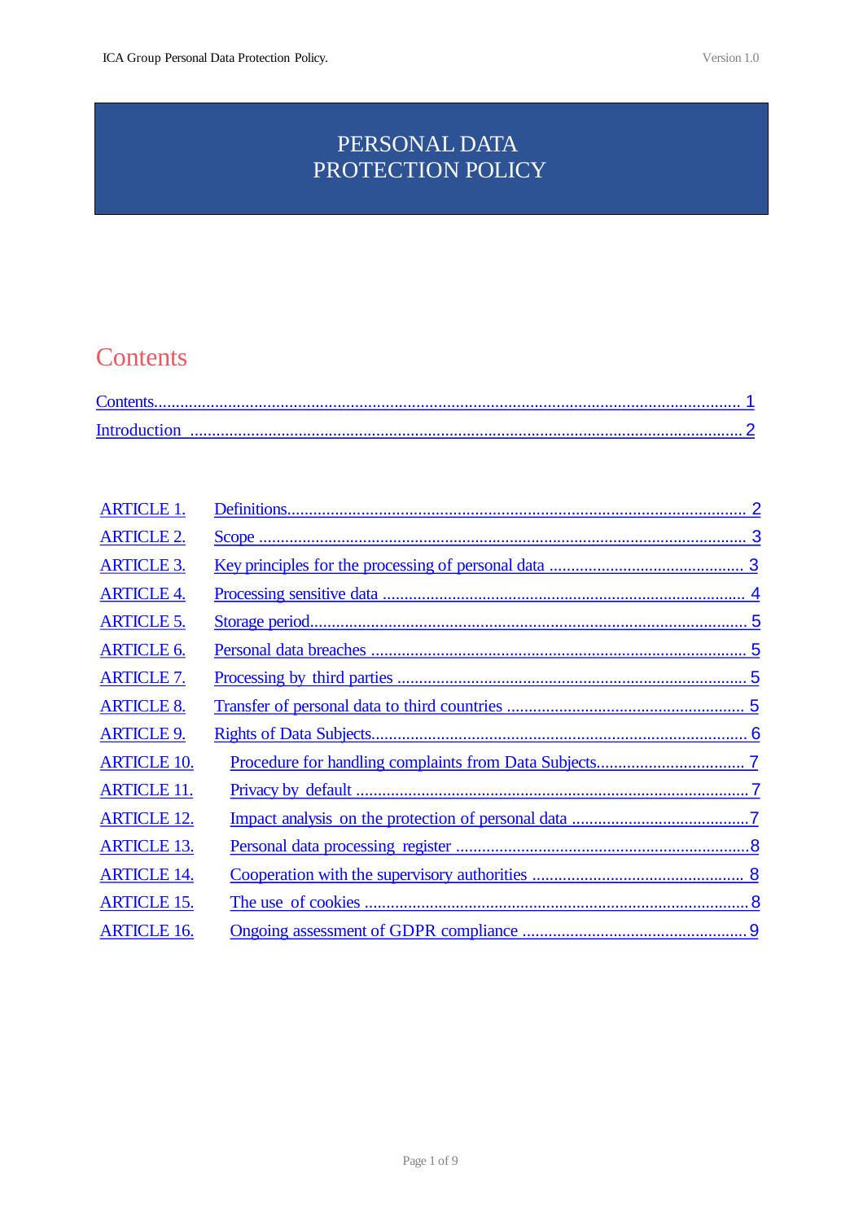# PERSONAL DATA PROTECTION POLICY

## Contents

Contents....................................................................................................................................... 1

Introduction ................................................................................................................................ 2

| | | |
|---|---|---|
| ARTICLE 1. | Definitions | 2 |
| ARTICLE 2. | Scope | 3 |
| ARTICLE 3. | Key principles for the processing of personal data | 3 |
| ARTICLE 4. | Processing sensitive data | 4 |
| ARTICLE 5. | Storage period | 5 |
| ARTICLE 6. | Personal data breaches | 5 |
| ARTICLE 7. | Processing by third parties | 5 |
| ARTICLE 8. | Transfer of personal data to third countries | 5 |
| ARTICLE 9. | Rights of Data Subjects | 6 |
| ARTICLE 10. | Procedure for handling complaints from Data Subjects | 7 |
| ARTICLE 11. | Privacy by default | 7 |
| ARTICLE 12. | Impact analysis on the protection of personal data | 7 |
| ARTICLE 13. | Personal data processing register | 8 |
| ARTICLE 14. | Cooperation with the supervisory authorities | 8 |
| ARTICLE 15. | The use of cookies | 8 |
| ARTICLE 16. | Ongoing assessment of GDPR compliance | 9 |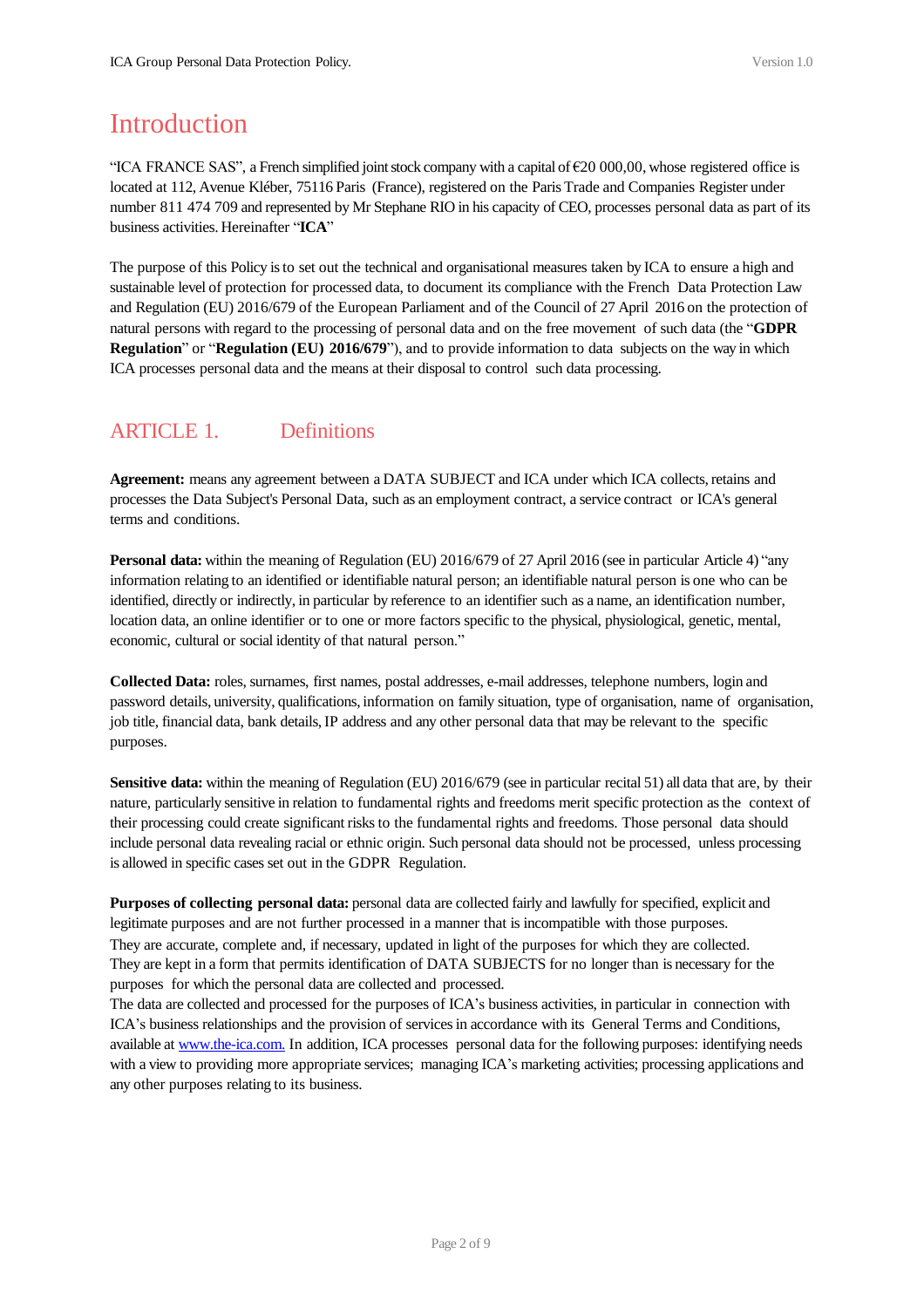# Introduction

"ICA FRANCE SAS", a French simplified joint stock company with a capital of €20 000,00, whose registered office is located at 112, Avenue Kléber, 75116 Paris (France), registered on the Paris Trade and Companies Register under number 811 474 709 and represented by Mr Stephane RIO in his capacity of CEO, processes personal data as part of its business activities. Hereinafter "**ICA**"

The purpose of this Policy is to set out the technical and organisational measures taken by ICA to ensure a high and sustainable level of protection for processed data, to document its compliance with the French Data Protection Law and Regulation (EU) 2016/679 of the European Parliament and of the Council of 27 April 2016 on the protection of natural persons with regard to the processing of personal data and on the free movement of such data (the "**GDPR Regulation**" or "**Regulation (EU) 2016/679**"), and to provide information to data subjects on the way in which ICA processes personal data and the means at their disposal to control such data processing.

## ARTICLE 1. Definitions

**Agreement:** means any agreement between a DATA SUBJECT and ICA under which ICA collects, retains and processes the Data Subject's Personal Data, such as an employment contract, a service contract or ICA's general terms and conditions.

**Personal data:** within the meaning of Regulation (EU) 2016/679 of 27 April 2016 (see in particular Article 4) "any information relating to an identified or identifiable natural person; an identifiable natural person is one who can be identified, directly or indirectly, in particular by reference to an identifier such as a name, an identification number, location data, an online identifier or to one or more factors specific to the physical, physiological, genetic, mental, economic, cultural or social identity of that natural person."

**Collected Data:** roles, surnames, first names, postal addresses, e-mail addresses, telephone numbers, login and password details, university, qualifications, information on family situation, type of organisation, name of organisation, job title, financial data, bank details, IP address and any other personal data that may be relevant to the specific purposes.

**Sensitive data:** within the meaning of Regulation (EU) 2016/679 (see in particular recital 51) all data that are, by their nature, particularly sensitive in relation to fundamental rights and freedoms merit specific protection as the context of their processing could create significant risks to the fundamental rights and freedoms. Those personal data should include personal data revealing racial or ethnic origin. Such personal data should not be processed, unless processing is allowed in specific cases set out in the GDPR Regulation.

**Purposes of collecting personal data:** personal data are collected fairly and lawfully for specified, explicit and legitimate purposes and are not further processed in a manner that is incompatible with those purposes.
They are accurate, complete and, if necessary, updated in light of the purposes for which they are collected.
They are kept in a form that permits identification of DATA SUBJECTS for no longer than is necessary for the purposes for which the personal data are collected and processed.
The data are collected and processed for the purposes of ICA's business activities, in particular in connection with ICA's business relationships and the provision of services in accordance with its General Terms and Conditions, available at [www.the-ica.com.](www.the-ica.com) In addition, ICA processes personal data for the following purposes: identifying needs with a view to providing more appropriate services; managing ICA's marketing activities; processing applications and any other purposes relating to its business.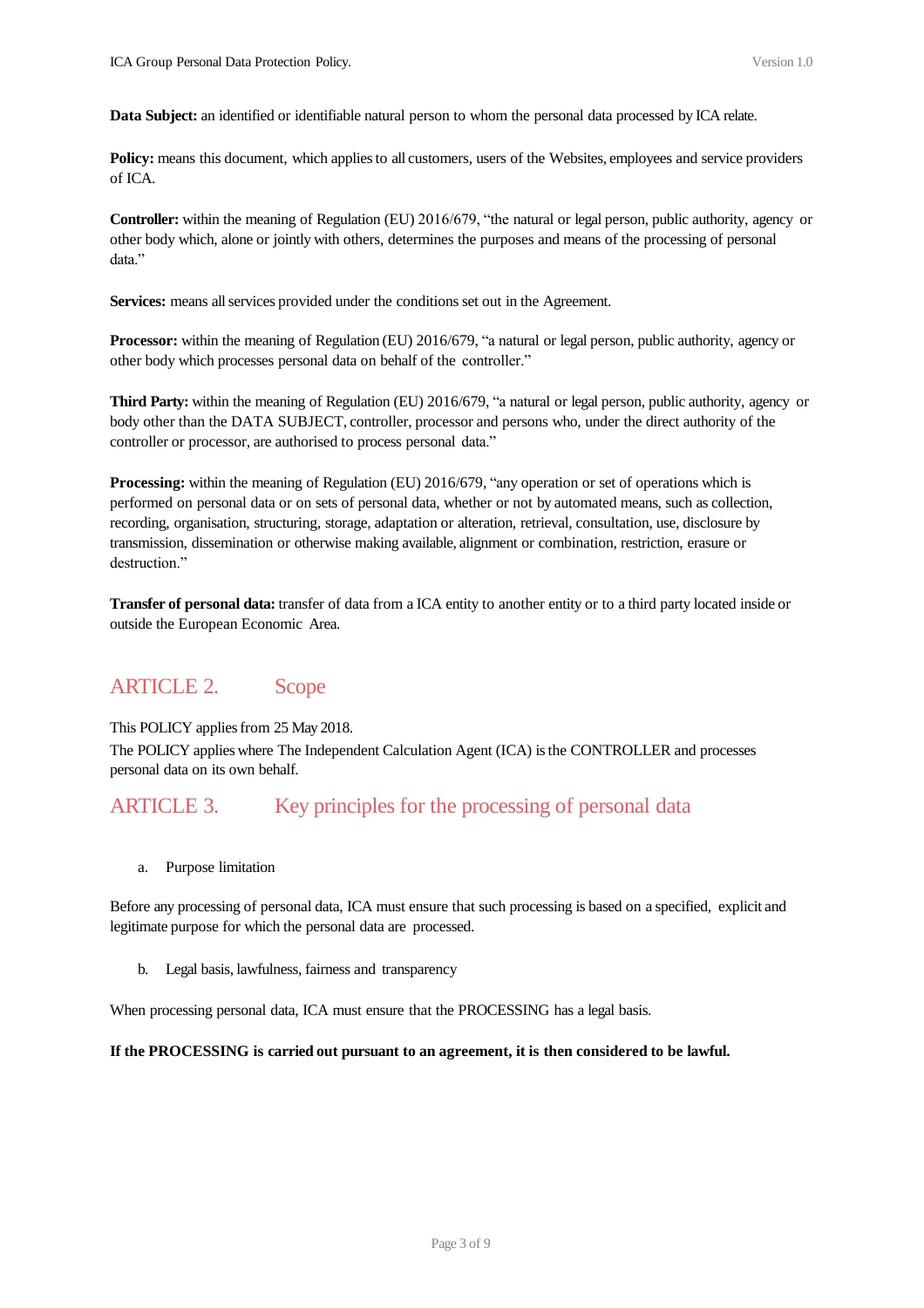**Data Subject:** an identified or identifiable natural person to whom the personal data processed by ICA relate.

**Policy:** means this document, which applies to all customers, users of the Websites, employees and service providers of ICA.

**Controller:** within the meaning of Regulation (EU) 2016/679, "the natural or legal person, public authority, agency or other body which, alone or jointly with others, determines the purposes and means of the processing of personal data."

**Services:** means all services provided under the conditions set out in the Agreement.

**Processor:** within the meaning of Regulation (EU) 2016/679, "a natural or legal person, public authority, agency or other body which processes personal data on behalf of the controller."

**Third Party:** within the meaning of Regulation (EU) 2016/679, "a natural or legal person, public authority, agency or body other than the DATA SUBJECT, controller, processor and persons who, under the direct authority of the controller or processor, are authorised to process personal data."

**Processing:** within the meaning of Regulation (EU) 2016/679, "any operation or set of operations which is performed on personal data or on sets of personal data, whether or not by automated means, such as collection, recording, organisation, structuring, storage, adaptation or alteration, retrieval, consultation, use, disclosure by transmission, dissemination or otherwise making available, alignment or combination, restriction, erasure or destruction."

**Transfer of personal data:** transfer of data from a ICA entity to another entity or to a third party located inside or outside the European Economic Area.

## ARTICLE 2. Scope

This POLICY applies from 25 May 2018.

The POLICY applies where The Independent Calculation Agent (ICA) is the CONTROLLER and processes personal data on its own behalf.

## ARTICLE 3. Key principles for the processing of personal data

a. Purpose limitation

Before any processing of personal data, ICA must ensure that such processing is based on a specified, explicit and legitimate purpose for which the personal data are processed.

b. Legal basis, lawfulness, fairness and transparency

When processing personal data, ICA must ensure that the PROCESSING has a legal basis.

**If the PROCESSING is carried out pursuant to an agreement, it is then considered to be lawful.**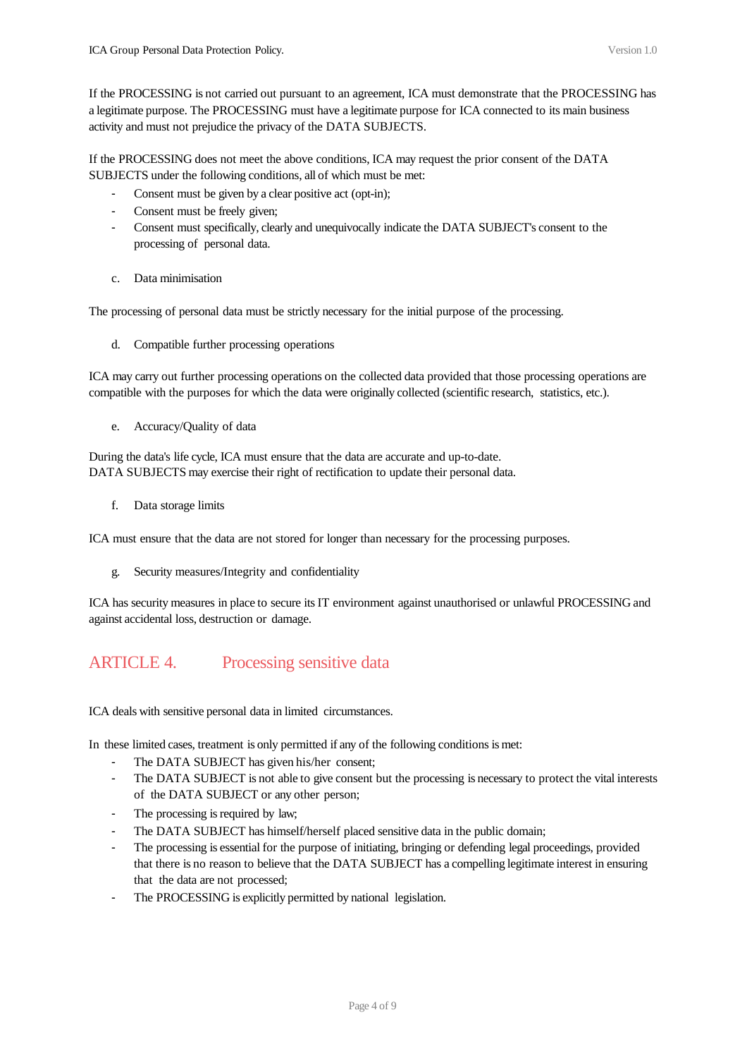If the PROCESSING is not carried out pursuant to an agreement, ICA must demonstrate that the PROCESSING has a legitimate purpose. The PROCESSING must have a legitimate purpose for ICA connected to its main business activity and must not prejudice the privacy of the DATA SUBJECTS.

If the PROCESSING does not meet the above conditions, ICA may request the prior consent of the DATA SUBJECTS under the following conditions, all of which must be met:

- Consent must be given by a clear positive act (opt-in);
- Consent must be freely given;
- Consent must specifically, clearly and unequivocally indicate the DATA SUBJECT's consent to the processing of personal data.

c. Data minimisation

The processing of personal data must be strictly necessary for the initial purpose of the processing.

d. Compatible further processing operations

ICA may carry out further processing operations on the collected data provided that those processing operations are compatible with the purposes for which the data were originally collected (scientific research, statistics, etc.).

e. Accuracy/Quality of data

During the data's life cycle, ICA must ensure that the data are accurate and up-to-date.
DATA SUBJECTS may exercise their right of rectification to update their personal data.

f. Data storage limits

ICA must ensure that the data are not stored for longer than necessary for the processing purposes.

g. Security measures/Integrity and confidentiality

ICA has security measures in place to secure its IT environment against unauthorised or unlawful PROCESSING and against accidental loss, destruction or damage.

## ARTICLE 4. Processing sensitive data

ICA deals with sensitive personal data in limited circumstances.

In these limited cases, treatment is only permitted if any of the following conditions is met:

- The DATA SUBJECT has given his/her consent;
- The DATA SUBJECT is not able to give consent but the processing is necessary to protect the vital interests of the DATA SUBJECT or any other person;
- The processing is required by law;
- The DATA SUBJECT has himself/herself placed sensitive data in the public domain;
- The processing is essential for the purpose of initiating, bringing or defending legal proceedings, provided that there is no reason to believe that the DATA SUBJECT has a compelling legitimate interest in ensuring that the data are not processed;
- The PROCESSING is explicitly permitted by national legislation.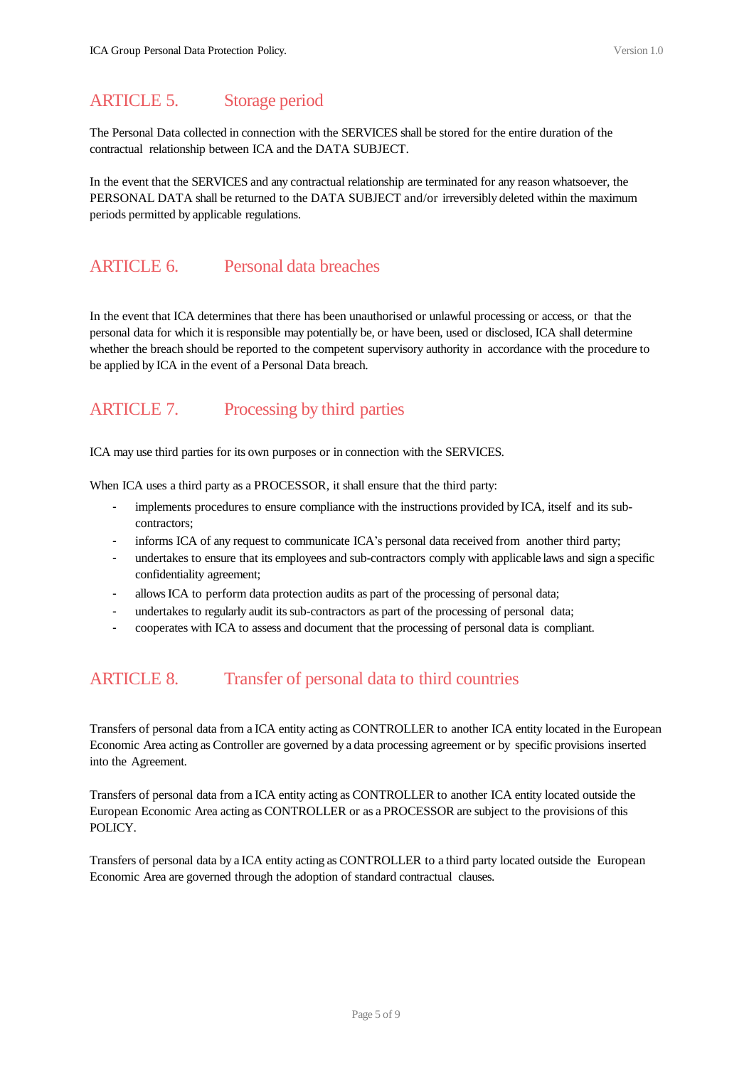## ARTICLE 5. Storage period

The Personal Data collected in connection with the SERVICES shall be stored for the entire duration of the contractual relationship between ICA and the DATA SUBJECT.

In the event that the SERVICES and any contractual relationship are terminated for any reason whatsoever, the PERSONAL DATA shall be returned to the DATA SUBJECT and/or irreversibly deleted within the maximum periods permitted by applicable regulations.

## ARTICLE 6. Personal data breaches

In the event that ICA determines that there has been unauthorised or unlawful processing or access, or that the personal data for which it is responsible may potentially be, or have been, used or disclosed, ICA shall determine whether the breach should be reported to the competent supervisory authority in accordance with the procedure to be applied by ICA in the event of a Personal Data breach.

## ARTICLE 7. Processing by third parties

ICA may use third parties for its own purposes or in connection with the SERVICES.

When ICA uses a third party as a PROCESSOR, it shall ensure that the third party:

- implements procedures to ensure compliance with the instructions provided by ICA, itself and its sub-contractors;
- informs ICA of any request to communicate ICA's personal data received from another third party;
- undertakes to ensure that its employees and sub-contractors comply with applicable laws and sign a specific confidentiality agreement;
- allows ICA to perform data protection audits as part of the processing of personal data;
- undertakes to regularly audit its sub-contractors as part of the processing of personal data;
- cooperates with ICA to assess and document that the processing of personal data is compliant.

## ARTICLE 8. Transfer of personal data to third countries

Transfers of personal data from a ICA entity acting as CONTROLLER to another ICA entity located in the European Economic Area acting as Controller are governed by a data processing agreement or by specific provisions inserted into the Agreement.

Transfers of personal data from a ICA entity acting as CONTROLLER to another ICA entity located outside the European Economic Area acting as CONTROLLER or as a PROCESSOR are subject to the provisions of this POLICY.

Transfers of personal data by a ICA entity acting as CONTROLLER to a third party located outside the European Economic Area are governed through the adoption of standard contractual clauses.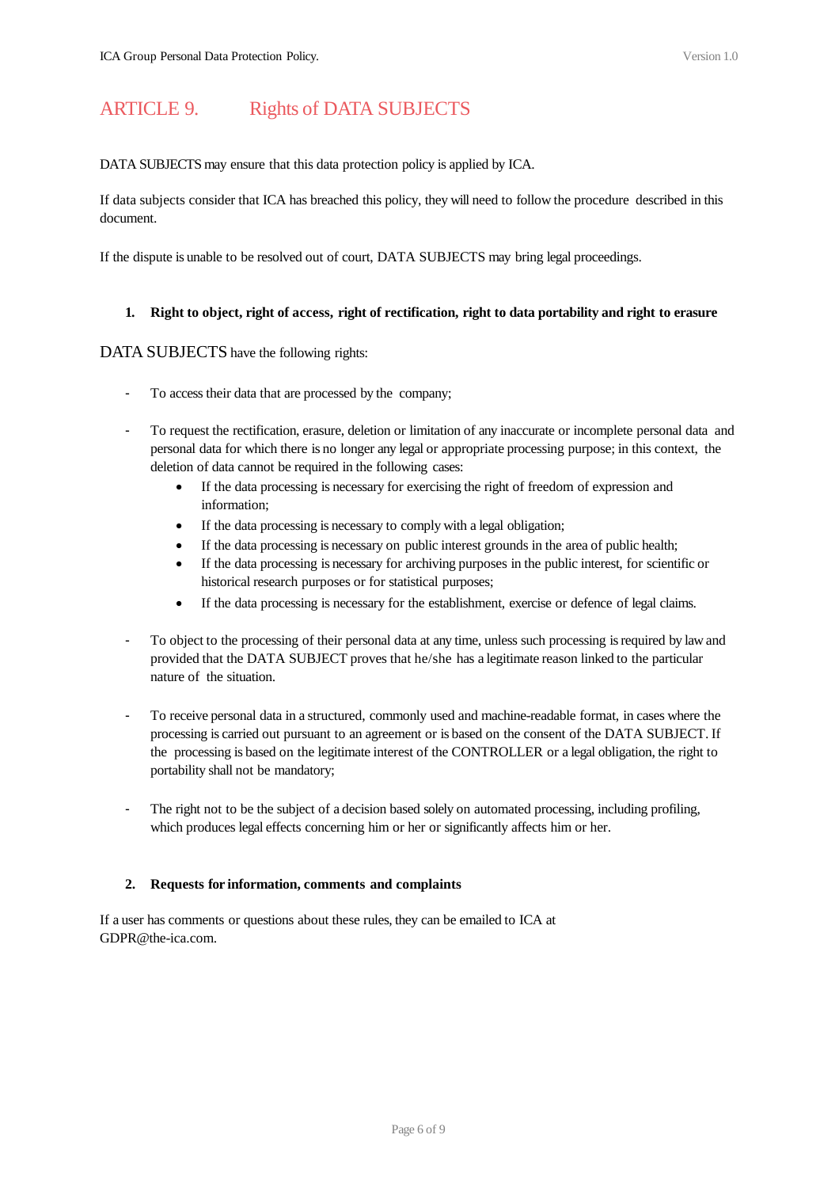## ARTICLE 9. Rights of DATA SUBJECTS

DATA SUBJECTS may ensure that this data protection policy is applied by ICA.

If data subjects consider that ICA has breached this policy, they will need to follow the procedure described in this document.

If the dispute is unable to be resolved out of court, DATA SUBJECTS may bring legal proceedings.

### 1. Right to object, right of access, right of rectification, right to data portability and right to erasure

DATA SUBJECTS have the following rights:

- To access their data that are processed by the company;
- To request the rectification, erasure, deletion or limitation of any inaccurate or incomplete personal data and personal data for which there is no longer any legal or appropriate processing purpose; in this context, the deletion of data cannot be required in the following cases:
  - If the data processing is necessary for exercising the right of freedom of expression and information;
  - If the data processing is necessary to comply with a legal obligation;
  - If the data processing is necessary on public interest grounds in the area of public health;
  - If the data processing is necessary for archiving purposes in the public interest, for scientific or historical research purposes or for statistical purposes;
  - If the data processing is necessary for the establishment, exercise or defence of legal claims.
- To object to the processing of their personal data at any time, unless such processing is required by law and provided that the DATA SUBJECT proves that he/she has a legitimate reason linked to the particular nature of the situation.
- To receive personal data in a structured, commonly used and machine-readable format, in cases where the processing is carried out pursuant to an agreement or is based on the consent of the DATA SUBJECT. If the processing is based on the legitimate interest of the CONTROLLER or a legal obligation, the right to portability shall not be mandatory;
- The right not to be the subject of a decision based solely on automated processing, including profiling, which produces legal effects concerning him or her or significantly affects him or her.

### 2. Requests for information, comments and complaints

If a user has comments or questions about these rules, they can be emailed to ICA at GDPR@the-ica.com.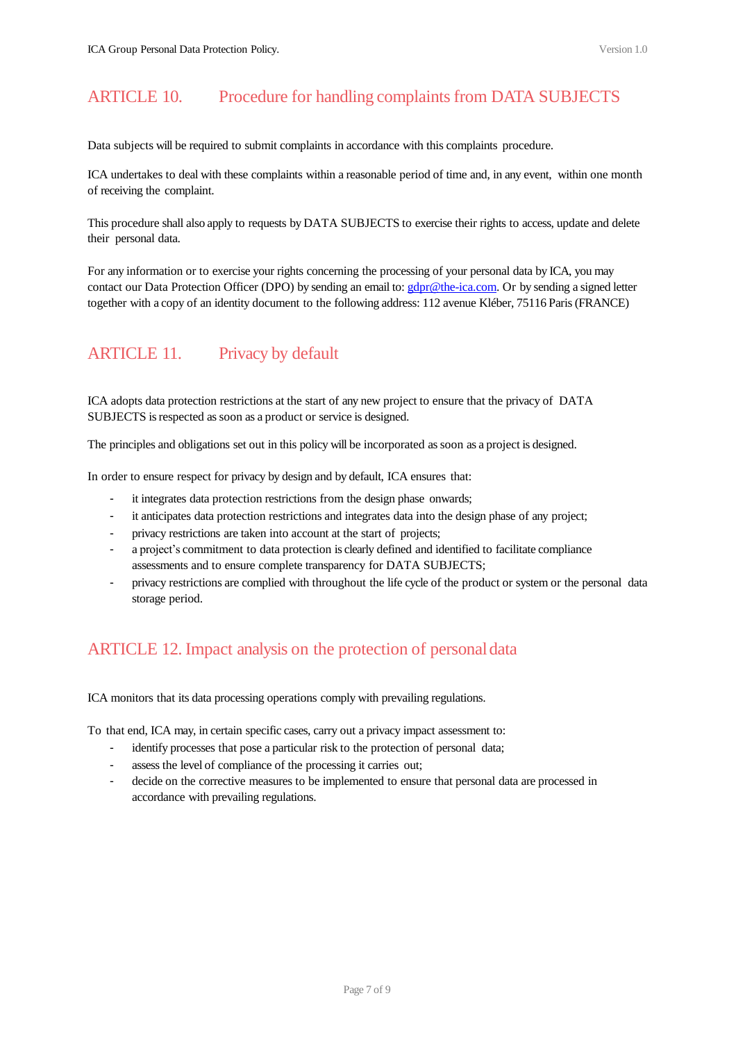## ARTICLE 10. Procedure for handling complaints from DATA SUBJECTS

Data subjects will be required to submit complaints in accordance with this complaints procedure.

ICA undertakes to deal with these complaints within a reasonable period of time and, in any event, within one month of receiving the complaint.

This procedure shall also apply to requests by DATA SUBJECTS to exercise their rights to access, update and delete their personal data.

For any information or to exercise your rights concerning the processing of your personal data by ICA, you may contact our Data Protection Officer (DPO) by sending an email to: gdpr@the-ica.com. Or by sending a signed letter together with a copy of an identity document to the following address: 112 avenue Kléber, 75116 Paris (FRANCE)

## ARTICLE 11. Privacy by default

ICA adopts data protection restrictions at the start of any new project to ensure that the privacy of DATA SUBJECTS is respected as soon as a product or service is designed.

The principles and obligations set out in this policy will be incorporated as soon as a project is designed.

In order to ensure respect for privacy by design and by default, ICA ensures that:

- it integrates data protection restrictions from the design phase onwards;
- it anticipates data protection restrictions and integrates data into the design phase of any project;
- privacy restrictions are taken into account at the start of projects;
- a project's commitment to data protection is clearly defined and identified to facilitate compliance assessments and to ensure complete transparency for DATA SUBJECTS;
- privacy restrictions are complied with throughout the life cycle of the product or system or the personal data storage period.

## ARTICLE 12. Impact analysis on the protection of personal data

ICA monitors that its data processing operations comply with prevailing regulations.

To that end, ICA may, in certain specific cases, carry out a privacy impact assessment to:

- identify processes that pose a particular risk to the protection of personal data;
- assess the level of compliance of the processing it carries out;
- decide on the corrective measures to be implemented to ensure that personal data are processed in accordance with prevailing regulations.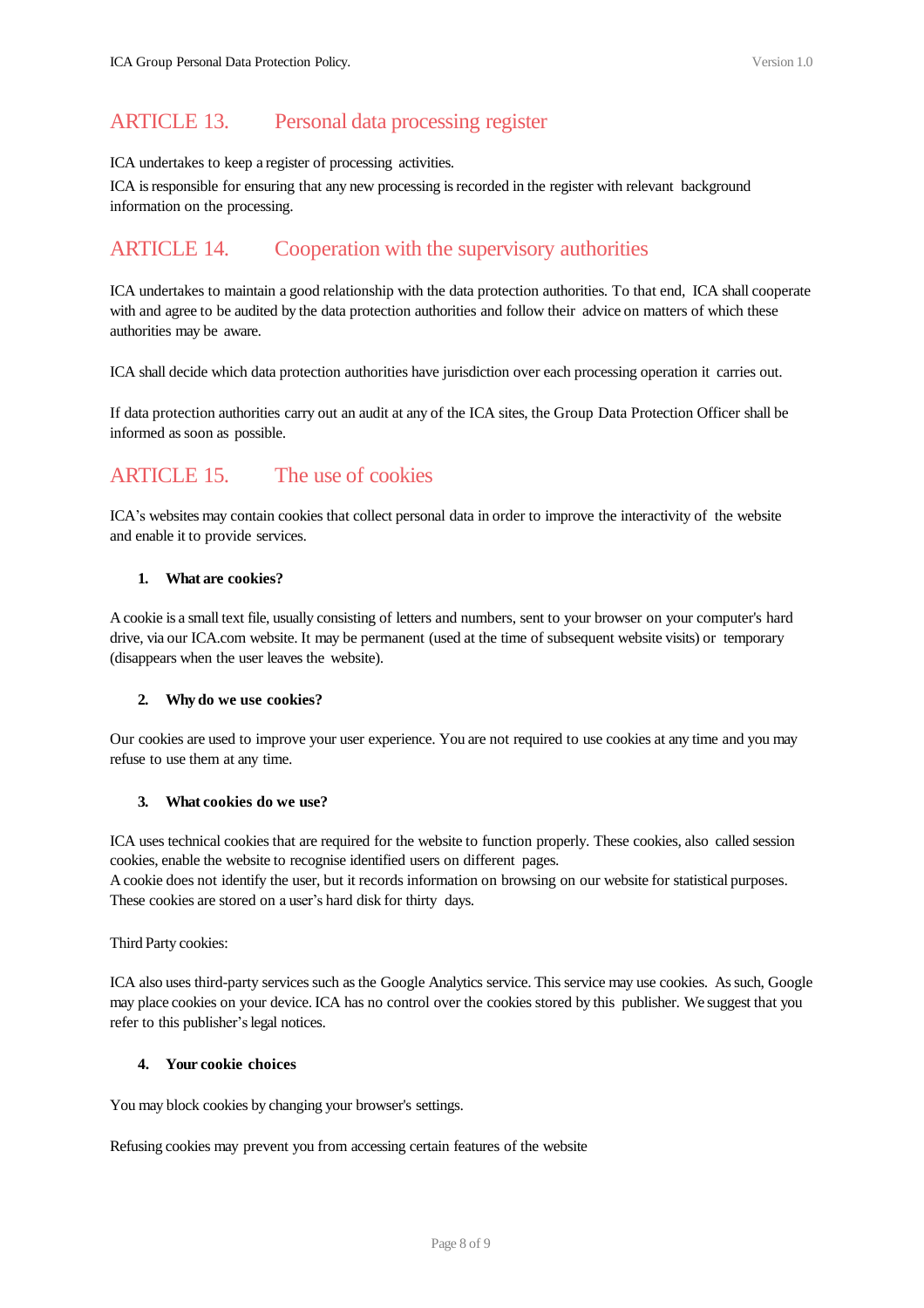## ARTICLE 13. Personal data processing register

ICA undertakes to keep a register of processing activities.

ICA is responsible for ensuring that any new processing is recorded in the register with relevant background information on the processing.

## ARTICLE 14. Cooperation with the supervisory authorities

ICA undertakes to maintain a good relationship with the data protection authorities. To that end, ICA shall cooperate with and agree to be audited by the data protection authorities and follow their advice on matters of which these authorities may be aware.

ICA shall decide which data protection authorities have jurisdiction over each processing operation it carries out.

If data protection authorities carry out an audit at any of the ICA sites, the Group Data Protection Officer shall be informed as soon as possible.

## ARTICLE 15. The use of cookies

ICA's websites may contain cookies that collect personal data in order to improve the interactivity of the website and enable it to provide services.

### 1. What are cookies?

A cookie is a small text file, usually consisting of letters and numbers, sent to your browser on your computer's hard drive, via our ICA.com website. It may be permanent (used at the time of subsequent website visits) or temporary (disappears when the user leaves the website).

### 2. Why do we use cookies?

Our cookies are used to improve your user experience. You are not required to use cookies at any time and you may refuse to use them at any time.

### 3. What cookies do we use?

ICA uses technical cookies that are required for the website to function properly. These cookies, also called session cookies, enable the website to recognise identified users on different pages.
A cookie does not identify the user, but it records information on browsing on our website for statistical purposes. These cookies are stored on a user's hard disk for thirty days.

Third Party cookies:

ICA also uses third-party services such as the Google Analytics service. This service may use cookies. As such, Google may place cookies on your device. ICA has no control over the cookies stored by this publisher. We suggest that you refer to this publisher's legal notices.

### 4. Your cookie choices

You may block cookies by changing your browser's settings.

Refusing cookies may prevent you from accessing certain features of the website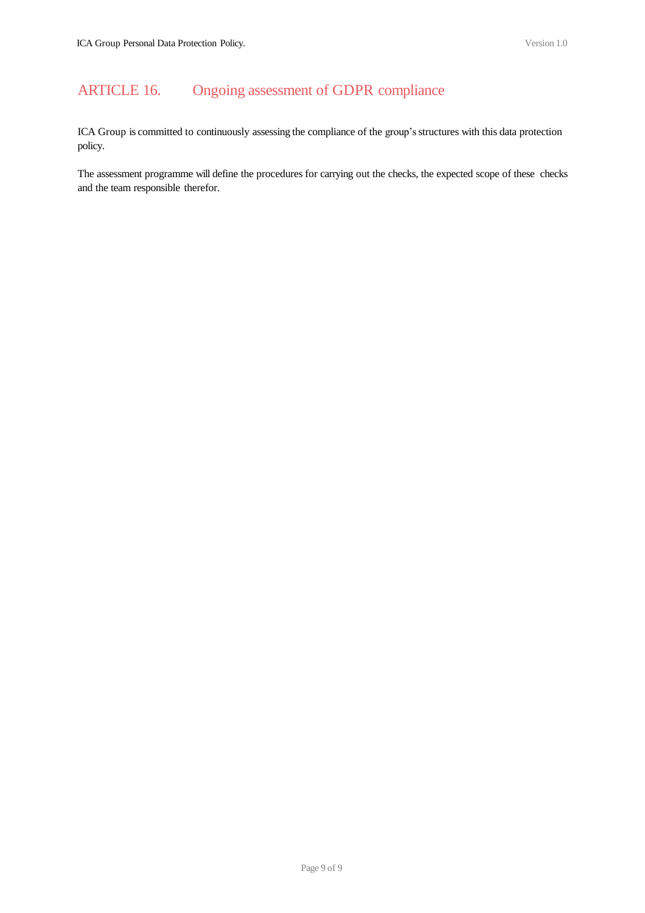## ARTICLE 16. Ongoing assessment of GDPR compliance

ICA Group is committed to continuously assessing the compliance of the group's structures with this data protection policy.

The assessment programme will define the procedures for carrying out the checks, the expected scope of these checks and the team responsible therefor.